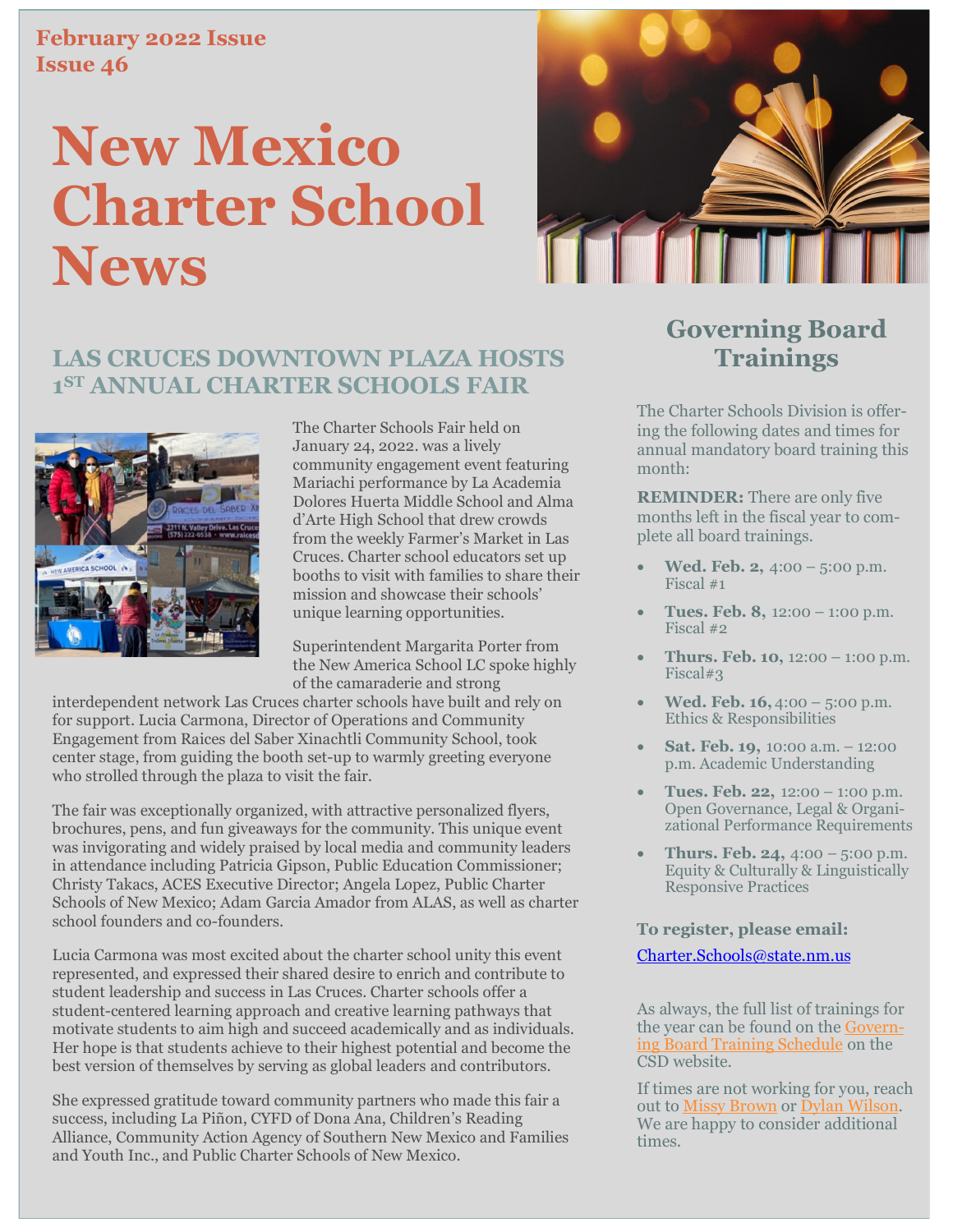February 2022 Issue
Issue 46

# New Mexico Charter School News

## LAS CRUCES DOWNTOWN PLAZA HOSTS 1ST ANNUAL CHARTER SCHOOLS FAIR

The Charter Schools Fair held on January 24, 2022. was a lively community engagement event featuring Mariachi performance by La Academia Dolores Huerta Middle School and Alma d'Arte High School that drew crowds from the weekly Farmer's Market in Las Cruces. Charter school educators set up booths to visit with families to share their mission and showcase their schools' unique learning opportunities.

Superintendent Margarita Porter from the New America School LC spoke highly of the camaraderie and strong interdependent network Las Cruces charter schools have built and rely on for support. Lucia Carmona, Director of Operations and Community Engagement from Raices del Saber Xinachtli Community School, took center stage, from guiding the booth set-up to warmly greeting everyone who strolled through the plaza to visit the fair.

The fair was exceptionally organized, with attractive personalized flyers, brochures, pens, and fun giveaways for the community. This unique event was invigorating and widely praised by local media and community leaders in attendance including Patricia Gipson, Public Education Commissioner; Christy Takacs, ACES Executive Director; Angela Lopez, Public Charter Schools of New Mexico; Adam Garcia Amador from ALAS, as well as charter school founders and co-founders.

Lucia Carmona was most excited about the charter school unity this event represented, and expressed their shared desire to enrich and contribute to student leadership and success in Las Cruces. Charter schools offer a student-centered learning approach and creative learning pathways that motivate students to aim high and succeed academically and as individuals. Her hope is that students achieve to their highest potential and become the best version of themselves by serving as global leaders and contributors.

She expressed gratitude toward community partners who made this fair a success, including La Piñon, CYFD of Dona Ana, Children's Reading Alliance, Community Action Agency of Southern New Mexico and Families and Youth Inc., and Public Charter Schools of New Mexico.

## Governing Board Trainings

The Charter Schools Division is offering the following dates and times for annual mandatory board training this month:

**REMINDER:** There are only five months left in the fiscal year to complete all board trainings.

- **Wed. Feb. 2,** 4:00 – 5:00 p.m. Fiscal #1
- **Tues. Feb. 8,** 12:00 – 1:00 p.m. Fiscal #2
- **Thurs. Feb. 10,** 12:00 – 1:00 p.m. Fiscal#3
- **Wed. Feb. 16,** 4:00 – 5:00 p.m. Ethics & Responsibilities
- **Sat. Feb. 19,** 10:00 a.m. – 12:00 p.m. Academic Understanding
- **Tues. Feb. 22,** 12:00 – 1:00 p.m. Open Governance, Legal & Organizational Performance Requirements
- **Thurs. Feb. 24,** 4:00 – 5:00 p.m. Equity & Culturally & Linguistically Responsive Practices

**To register, please email:**

Charter.Schools@state.nm.us

As always, the full list of trainings for the year can be found on the Governing Board Training Schedule on the CSD website.

If times are not working for you, reach out to Missy Brown or Dylan Wilson. We are happy to consider additional times.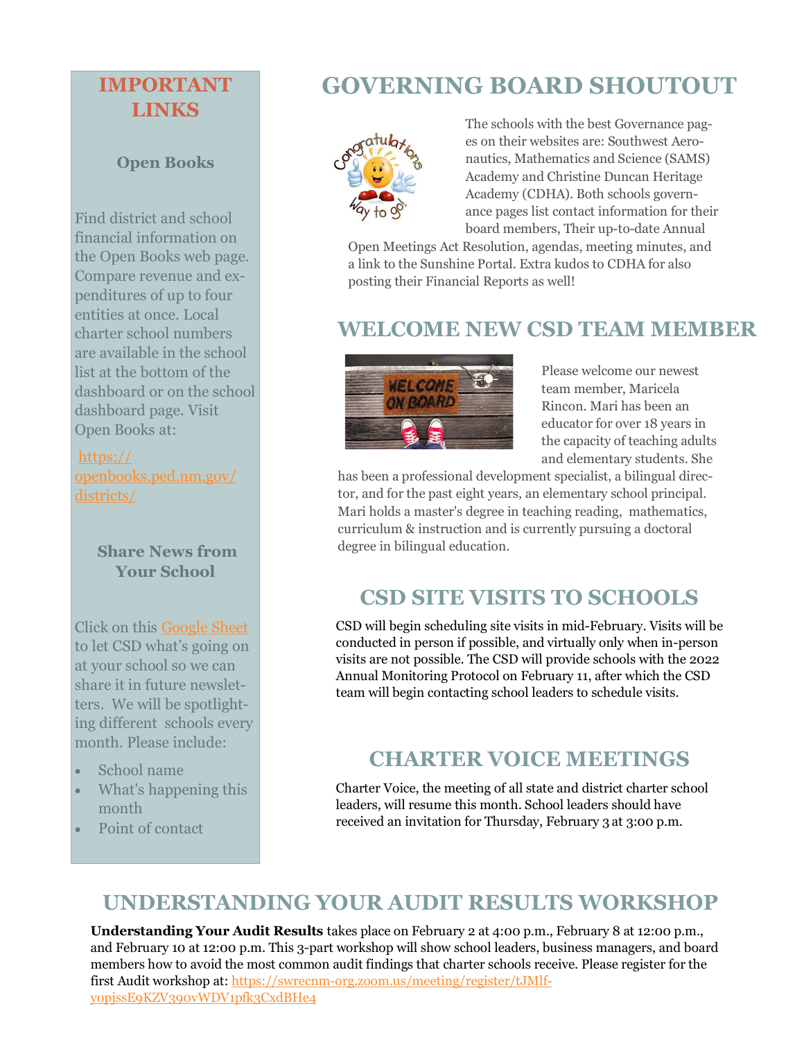## IMPORTANT LINKS

### Open Books

Find district and school financial information on the Open Books web page. Compare revenue and expenditures of up to four entities at once. Local charter school numbers are available in the school list at the bottom of the dashboard or on the school dashboard page. Visit Open Books at:

https://openbooks.ped.nm.gov/districts/

### Share News from Your School

Click on this Google Sheet to let CSD what's going on at your school so we can share it in future newsletters. We will be spotlighting different schools every month. Please include:

- School name
- What's happening this month
- Point of contact

# GOVERNING BOARD SHOUTOUT

The schools with the best Governance pages on their websites are: Southwest Aeronautics, Mathematics and Science (SAMS) Academy and Christine Duncan Heritage Academy (CDHA). Both schools governance pages list contact information for their board members, Their up-to-date Annual Open Meetings Act Resolution, agendas, meeting minutes, and a link to the Sunshine Portal. Extra kudos to CDHA for also posting their Financial Reports as well!

# WELCOME NEW CSD TEAM MEMBER

Please welcome our newest team member, Maricela Rincon. Mari has been an educator for over 18 years in the capacity of teaching adults and elementary students. She has been a professional development specialist, a bilingual director, and for the past eight years, an elementary school principal. Mari holds a master's degree in teaching reading, mathematics, curriculum & instruction and is currently pursuing a doctoral degree in bilingual education.

# CSD SITE VISITS TO SCHOOLS

CSD will begin scheduling site visits in mid-February. Visits will be conducted in person if possible, and virtually only when in-person visits are not possible. The CSD will provide schools with the 2022 Annual Monitoring Protocol on February 11, after which the CSD team will begin contacting school leaders to schedule visits.

# CHARTER VOICE MEETINGS

Charter Voice, the meeting of all state and district charter school leaders, will resume this month. School leaders should have received an invitation for Thursday, February 3 at 3:00 p.m.

# UNDERSTANDING YOUR AUDIT RESULTS WORKSHOP

**Understanding Your Audit Results** takes place on February 2 at 4:00 p.m., February 8 at 12:00 p.m., and February 10 at 12:00 p.m. This 3-part workshop will show school leaders, business managers, and board members how to avoid the most common audit findings that charter schools receive. Please register for the first Audit workshop at: https://swrecnm-org.zoom.us/meeting/register/tJMlf-yopjssE9KZV390vWDV1pfk3CxdBHe4